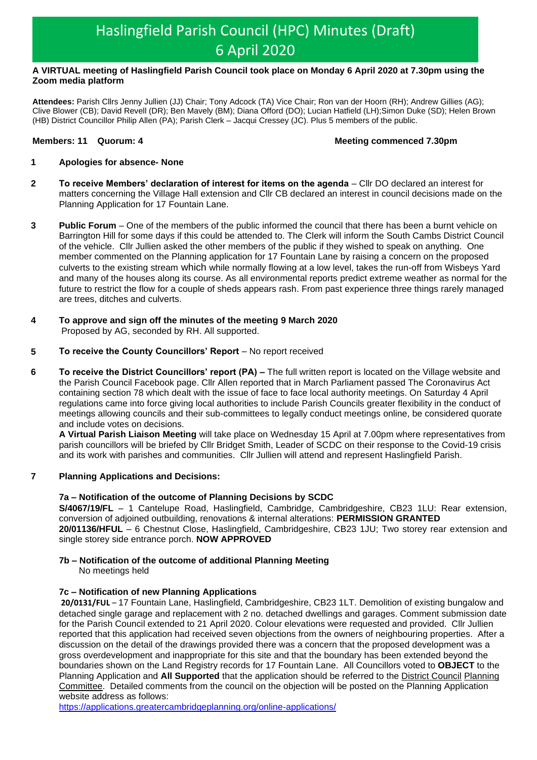# Haslingfield Parish Council (HPC) Minutes (Draft)
# 6 April 2020

**A VIRTUAL meeting of Haslingfield Parish Council took place on Monday 6 April 2020 at 7.30pm using the Zoom media platform**

**Attendees:** Parish Cllrs Jenny Jullien (JJ) Chair; Tony Adcock (TA) Vice Chair; Ron van der Hoorn (RH); Andrew Gillies (AG); Clive Blower (CB); David Revell (DR); Ben Mavely (BM); Diana Offord (DO); Lucian Hatfield (LH);Simon Duke (SD); Helen Brown (HB) District Councillor Philip Allen (PA); Parish Clerk – Jacqui Cressey (JC). Plus 5 members of the public.

**Members: 11 Quorum: 4** **Meeting commenced 7.30pm**

**1 Apologies for absence- None**

**2 To receive Members' declaration of interest for items on the agenda** – Cllr DO declared an interest for matters concerning the Village Hall extension and Cllr CB declared an interest in council decisions made on the Planning Application for 17 Fountain Lane.

**3 Public Forum** – One of the members of the public informed the council that there has been a burnt vehicle on Barrington Hill for some days if this could be attended to. The Clerk will inform the South Cambs District Council of the vehicle. Cllr Jullien asked the other members of the public if they wished to speak on anything. One member commented on the Planning application for 17 Fountain Lane by raising a concern on the proposed culverts to the existing stream which while normally flowing at a low level, takes the run-off from Wisbeys Yard and many of the houses along its course. As all environmental reports predict extreme weather as normal for the future to restrict the flow for a couple of sheds appears rash. From past experience three things rarely managed are trees, ditches and culverts.

**4 To approve and sign off the minutes of the meeting 9 March 2020**
Proposed by AG, seconded by RH. All supported.

**5 To receive the County Councillors' Report** – No report received

**6 To receive the District Councillors' report (PA) –** The full written report is located on the Village website and the Parish Council Facebook page. Cllr Allen reported that in March Parliament passed The Coronavirus Act containing section 78 which dealt with the issue of face to face local authority meetings. On Saturday 4 April regulations came into force giving local authorities to include Parish Councils greater flexibility in the conduct of meetings allowing councils and their sub-committees to legally conduct meetings online, be considered quorate and include votes on decisions.

**A Virtual Parish Liaison Meeting** will take place on Wednesday 15 April at 7.00pm where representatives from parish councillors will be briefed by Cllr Bridget Smith, Leader of SCDC on their response to the Covid-19 crisis and its work with parishes and communities. Cllr Jullien will attend and represent Haslingfield Parish.

**7 Planning Applications and Decisions:**

**7a – Notification of the outcome of Planning Decisions by SCDC**

**S/4067/19/FL** – 1 Cantelupe Road, Haslingfield, Cambridge, Cambridgeshire, CB23 1LU: Rear extension, conversion of adjoined outbuilding, renovations & internal alterations: **PERMISSION GRANTED**

**20/01136/HFUL** – 6 Chestnut Close, Haslingfield, Cambridgeshire, CB23 1JU; Two storey rear extension and single storey side entrance porch. **NOW APPROVED**

**7b – Notification of the outcome of additional Planning Meeting**
No meetings held

**7c – Notification of new Planning Applications**

**20/0131/FUL** – 17 Fountain Lane, Haslingfield, Cambridgeshire, CB23 1LT. Demolition of existing bungalow and detached single garage and replacement with 2 no. detached dwellings and garages. Comment submission date for the Parish Council extended to 21 April 2020. Colour elevations were requested and provided. Cllr Jullien reported that this application had received seven objections from the owners of neighbouring properties. After a discussion on the detail of the drawings provided there was a concern that the proposed development was a gross overdevelopment and inappropriate for this site and that the boundary has been extended beyond the boundaries shown on the Land Registry records for 17 Fountain Lane. All Councillors voted to **OBJECT** to the Planning Application and **All Supported** that the application should be referred to the District Council Planning Committee. Detailed comments from the council on the objection will be posted on the Planning Application website address as follows:

https://applications.greatercambridgeplanning.org/online-applications/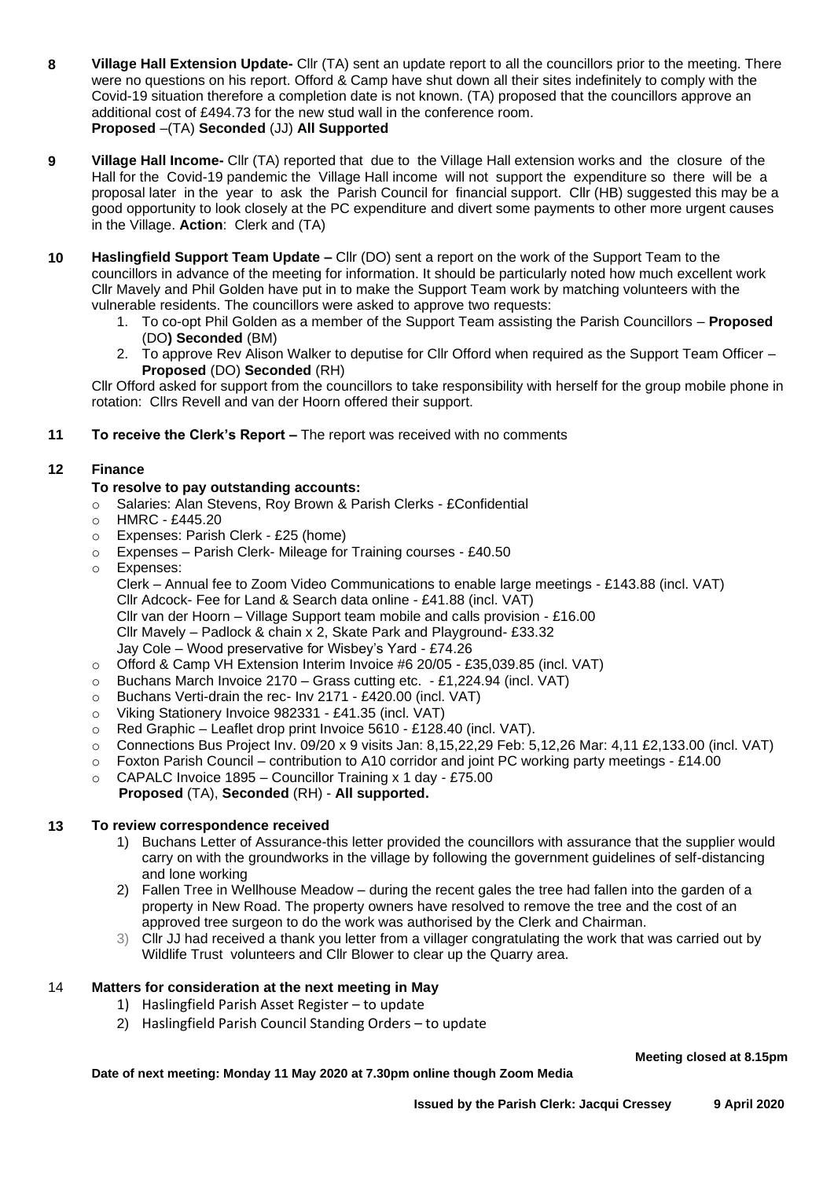**8** **Village Hall Extension Update-** Cllr (TA) sent an update report to all the councillors prior to the meeting. There were no questions on his report. Offord & Camp have shut down all their sites indefinitely to comply with the Covid-19 situation therefore a completion date is not known. (TA) proposed that the councillors approve an additional cost of £494.73 for the new stud wall in the conference room.
**Proposed** –(TA) **Seconded** (JJ) **All Supported**

**9** **Village Hall Income-** Cllr (TA) reported that due to the Village Hall extension works and the closure of the Hall for the Covid-19 pandemic the Village Hall income will not support the expenditure so there will be a proposal later in the year to ask the Parish Council for financial support. Cllr (HB) suggested this may be a good opportunity to look closely at the PC expenditure and divert some payments to other more urgent causes in the Village. **Action**: Clerk and (TA)

**10** **Haslingfield Support Team Update –** Cllr (DO) sent a report on the work of the Support Team to the councillors in advance of the meeting for information. It should be particularly noted how much excellent work Cllr Mavely and Phil Golden have put in to make the Support Team work by matching volunteers with the vulnerable residents. The councillors were asked to approve two requests:

1. To co-opt Phil Golden as a member of the Support Team assisting the Parish Councillors – **Proposed** (DO**) Seconded** (BM)
2. To approve Rev Alison Walker to deputise for Cllr Offord when required as the Support Team Officer – **Proposed** (DO) **Seconded** (RH)

Cllr Offord asked for support from the councillors to take responsibility with herself for the group mobile phone in rotation: Cllrs Revell and van der Hoorn offered their support.

**11** **To receive the Clerk's Report –** The report was received with no comments

**12** **Finance**

**To resolve to pay outstanding accounts:**

- Salaries: Alan Stevens, Roy Brown & Parish Clerks - £Confidential
- HMRC - £445.20
- Expenses: Parish Clerk - £25 (home)
- Expenses – Parish Clerk- Mileage for Training courses - £40.50
- Expenses:
  Clerk – Annual fee to Zoom Video Communications to enable large meetings - £143.88 (incl. VAT)
  Cllr Adcock- Fee for Land & Search data online - £41.88 (incl. VAT)
  Cllr van der Hoorn – Village Support team mobile and calls provision - £16.00
  Cllr Mavely – Padlock & chain x 2, Skate Park and Playground- £33.32
  Jay Cole – Wood preservative for Wisbey's Yard - £74.26
- Offord & Camp VH Extension Interim Invoice #6 20/05 - £35,039.85 (incl. VAT)
- Buchans March Invoice 2170 – Grass cutting etc. - £1,224.94 (incl. VAT)
- Buchans Verti-drain the rec- Inv 2171 - £420.00 (incl. VAT)
- Viking Stationery Invoice 982331 - £41.35 (incl. VAT)
- Red Graphic – Leaflet drop print Invoice 5610 - £128.40 (incl. VAT).
- Connections Bus Project Inv. 09/20 x 9 visits Jan: 8,15,22,29 Feb: 5,12,26 Mar: 4,11 £2,133.00 (incl. VAT)
- Foxton Parish Council – contribution to A10 corridor and joint PC working party meetings - £14.00
- CAPALC Invoice 1895 – Councillor Training x 1 day - £75.00
  **Proposed** (TA), **Seconded** (RH) - **All supported.**

**13** **To review correspondence received**

1) Buchans Letter of Assurance-this letter provided the councillors with assurance that the supplier would carry on with the groundworks in the village by following the government guidelines of self-distancing and lone working
2) Fallen Tree in Wellhouse Meadow – during the recent gales the tree had fallen into the garden of a property in New Road. The property owners have resolved to remove the tree and the cost of an approved tree surgeon to do the work was authorised by the Clerk and Chairman.
3) Cllr JJ had received a thank you letter from a villager congratulating the work that was carried out by Wildlife Trust volunteers and Cllr Blower to clear up the Quarry area.

**14** **Matters for consideration at the next meeting in May**

1) Haslingfield Parish Asset Register – to update
2) Haslingfield Parish Council Standing Orders – to update

**Meeting closed at 8.15pm**

**Date of next meeting: Monday 11 May 2020 at 7.30pm online though Zoom Media**

**Issued by the Parish Clerk: Jacqui Cressey 9 April 2020**